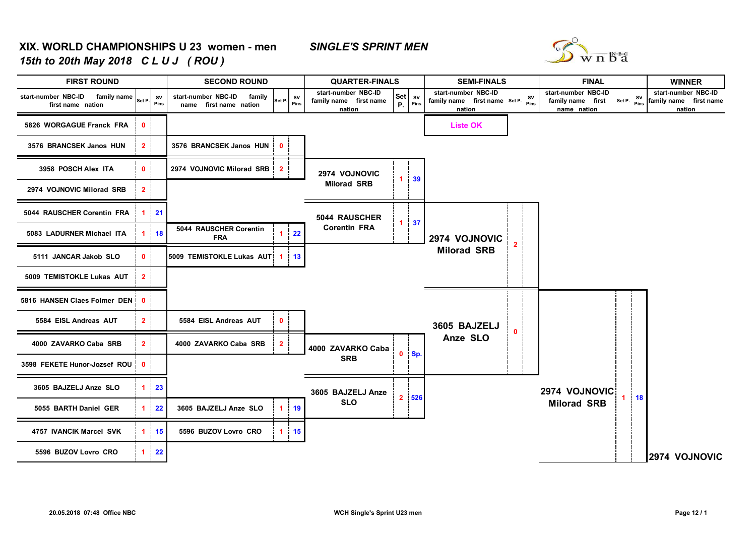# XIX. WORLD CHAMPIONSHIPS U 23 women - men

## *SINGLE'S SPRINT MEN*

*15th to 20th May 2018 C L U J ( ROU )*

### FIRST ROUND

| start-number NBC-ID family name first name nation | Set P. | SV Pins |
|---|---|---|
| 5826 WORGAGUE Franck FRA | 0 | |
| 3576 BRANCSEK Janos HUN | 2 | |
| 3958 POSCH Alex ITA | 0 | |
| 2974 VOJNOVIC Milorad SRB | 2 | |
| 5044 RAUSCHER Corentin FRA | 1 | 21 |
| 5083 LADURNER Michael ITA | 1 | 18 |
| 5111 JANCAR Jakob SLO | 0 | |
| 5009 TEMISTOKLE Lukas AUT | 2 | |
| 5816 HANSEN Claes Folmer DEN | 0 | |
| 5584 EISL Andreas AUT | 2 | |
| 4000 ZAVARKO Caba SRB | 2 | |
| 3598 FEKETE Hunor-Jozsef ROU | 0 | |
| 3605 BAJZELJ Anze SLO | 1 | 23 |
| 5055 BARTH Daniel GER | 1 | 22 |
| 4757 IVANCIK Marcel SVK | 1 | 15 |
| 5596 BUZOV Lovro CRO | 1 | 22 |

### SECOND ROUND

| start-number NBC-ID family name first name nation | Set P. | SV Pins |
|---|---|---|
| 3576 BRANCSEK Janos HUN | 0 | |
| 2974 VOJNOVIC Milorad SRB | 2 | |
| 5044 RAUSCHER Corentin FRA | 1 | 22 |
| 5009 TEMISTOKLE Lukas AUT | 1 | 13 |
| 5584 EISL Andreas AUT | 0 | |
| 4000 ZAVARKO Caba SRB | 2 | |
| 3605 BAJZELJ Anze SLO | 1 | 19 |
| 5596 BUZOV Lovro CRO | 1 | 15 |

### QUARTER-FINALS

| start-number NBC-ID family name first name nation | Set P. | SV Pins |
|---|---|---|
| 2974 VOJNOVIC Milorad SRB | 1 | 39 |
| 5044 RAUSCHER Corentin FRA | 1 | 37 |
| 4000 ZAVARKO Caba SRB | 0 | Sp. |
| 3605 BAJZELJ Anze SLO | 2 | 526 |

### SEMI-FINALS

Liste OK

| start-number NBC-ID family name first name nation | Set P. | SV Pins |
|---|---|---|
| 2974 VOJNOVIC Milorad SRB | 2 | |
| 3605 BAJZELJ Anze SLO | 0 | |

### FINAL

| start-number NBC-ID family name first name nation | Set P. | SV Pins |
|---|---|---|
| 2974 VOJNOVIC Milorad SRB | 1 | 18 |

### WINNER

2974 VOJNOVIC

20.05.2018 07:48 Office NBC

WCH Single's Sprint U23 men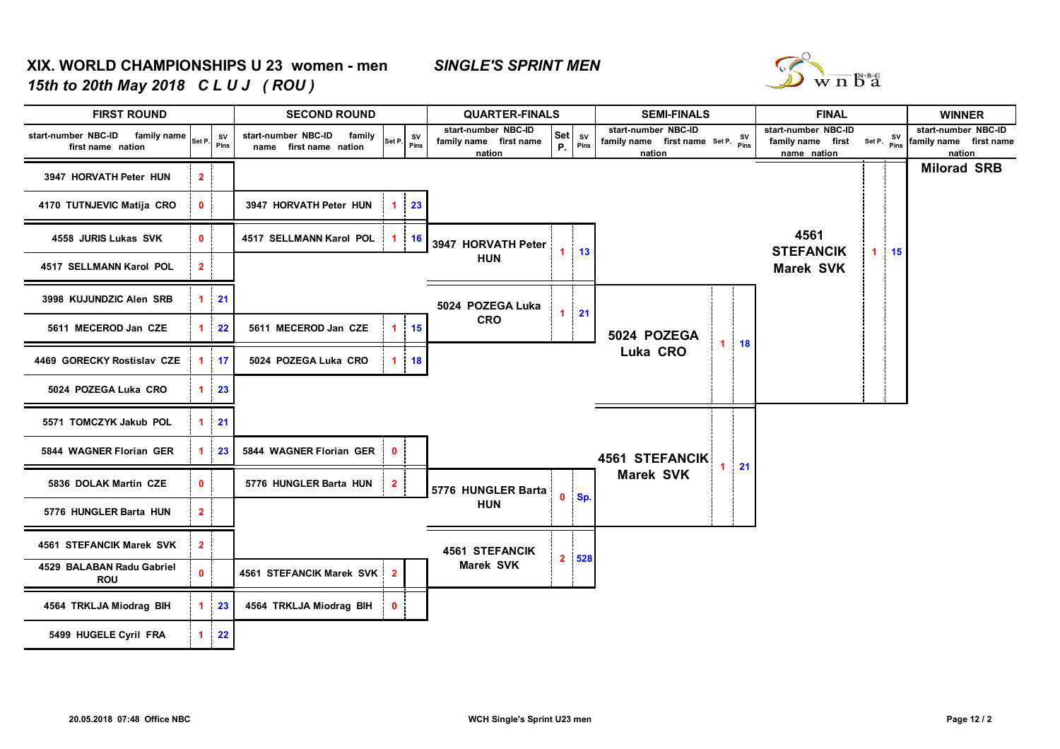# XIX. WORLD CHAMPIONSHIPS U 23 women - men

*SINGLE'S SPRINT MEN*

*15th to 20th May 2018 C L U J ( ROU )*

| FIRST ROUND | | | SECOND ROUND | | | QUARTER-FINALS | | | SEMI-FINALS | | | FINAL | | | WINNER |
|---|---|---|---|---|---|---|---|---|---|---|---|---|---|---|---|
| start-number NBC-ID family name first name nation | Set P. | SV Pins | start-number NBC-ID family name first name nation | Set P. | SV Pins | start-number NBC-ID family name first name nation | Set P. | SV Pins | start-number NBC-ID family name first name nation | Set P. | SV Pins | start-number NBC-ID family name first name nation | Set P. | SV Pins | start-number NBC-ID family name first name nation |
| 3947 HORVATH Peter HUN | 2 | | | | | | | | | | | | | | Milorad SRB |
| 4170 TUTNJEVIC Matija CRO | 0 | | 3947 HORVATH Peter HUN | 1 | 23 | | | | | | | | | | |
| 4558 JURIS Lukas SVK | 0 | | 4517 SELLMANN Karol POL | 1 | 16 | 3947 HORVATH Peter HUN | 1 | 13 | | | | 4561 STEFANCIK Marek SVK | 1 | 15 | |
| 4517 SELLMANN Karol POL | 2 | | | | | | | | | | | | | | |
| 3998 KUJUNDZIC Alen SRB | 1 | 21 | | | | 5024 POZEGA Luka CRO | 1 | 21 | | | | | | | |
| 5611 MECEROD Jan CZE | 1 | 22 | 5611 MECEROD Jan CZE | 1 | 15 | | | | 5024 POZEGA Luka CRO | 1 | 18 | | | | |
| 4469 GORECKY Rostislav CZE | 1 | 17 | 5024 POZEGA Luka CRO | 1 | 18 | | | | | | | | | | |
| 5024 POZEGA Luka CRO | 1 | 23 | | | | | | | | | | | | | |
| 5571 TOMCZYK Jakub POL | 1 | 21 | | | | | | | | | | | | | |
| 5844 WAGNER Florian GER | 1 | 23 | 5844 WAGNER Florian GER | 0 | | | | | 4561 STEFANCIK Marek SVK | 1 | 21 | | | | |
| 5836 DOLAK Martin CZE | 0 | | 5776 HUNGLER Barta HUN | 2 | | 5776 HUNGLER Barta HUN | 0 | Sp. | | | | | | | |
| 5776 HUNGLER Barta HUN | 2 | | | | | | | | | | | | | | |
| 4561 STEFANCIK Marek SVK | 2 | | | | | 4561 STEFANCIK Marek SVK | 2 | 528 | | | | | | | |
| 4529 BALABAN Radu Gabriel ROU | 0 | | 4561 STEFANCIK Marek SVK | 2 | | | | | | | | | | | |
| 4564 TRKLJA Miodrag BIH | 1 | 23 | 4564 TRKLJA Miodrag BIH | 0 | | | | | | | | | | | |
| 5499 HUGELE Cyril FRA | 1 | 22 | | | | | | | | | | | | | |

20.05.2018 07:48 Office NBC

WCH Single's Sprint U23 men